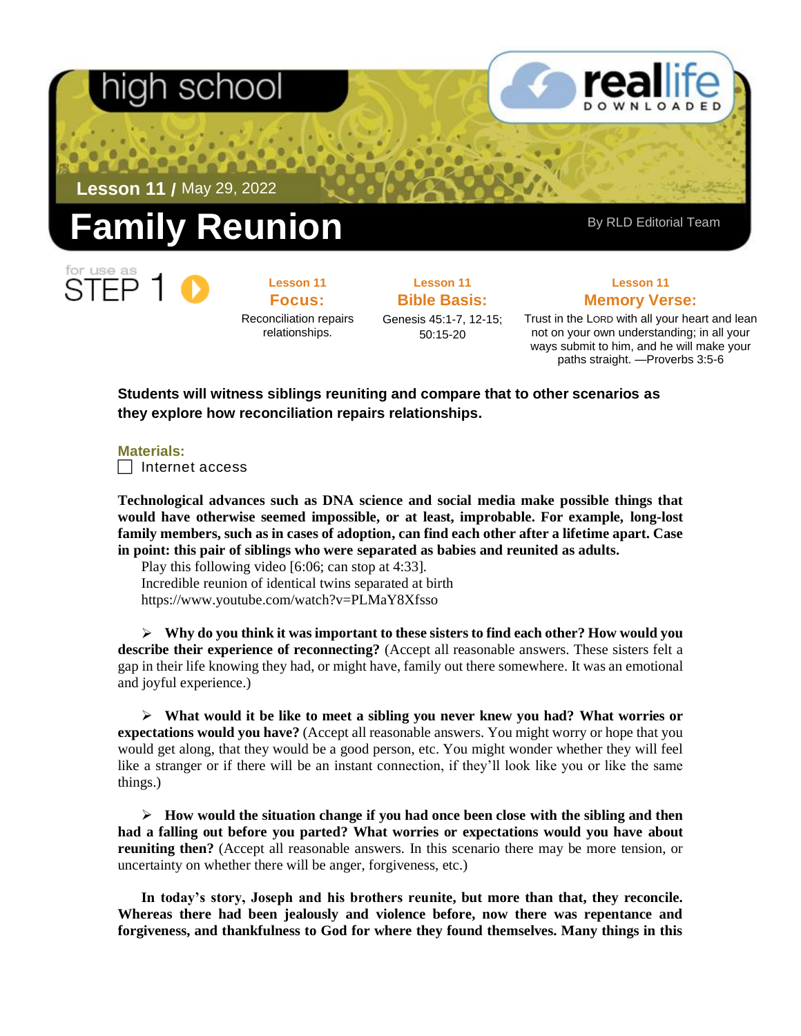high school

**Lesson 11** / May 29, 2022

# Family Reunion

By RLD Editorial Team

for use as STEP 1

**Lesson 11**
**Focus:**
Reconciliation repairs relationships.

**Lesson 11**
**Bible Basis:**
Genesis 45:1-7, 12-15; 50:15-20

**Lesson 11**
**Memory Verse:**
Trust in the LORD with all your heart and lean not on your own understanding; in all your ways submit to him, and he will make your paths straight. —Proverbs 3:5-6

**Students will witness siblings reuniting and compare that to other scenarios as they explore how reconciliation repairs relationships.**

**Materials:**

- [ ] Internet access

**Technological advances such as DNA science and social media make possible things that would have otherwise seemed impossible, or at least, improbable. For example, long-lost family members, such as in cases of adoption, can find each other after a lifetime apart. Case in point: this pair of siblings who were separated as babies and reunited as adults.**

Play this following video [6:06; can stop at 4:33].
Incredible reunion of identical twins separated at birth
https://www.youtube.com/watch?v=PLMaY8Xfsso

- **Why do you think it was important to these sisters to find each other? How would you describe their experience of reconnecting?** (Accept all reasonable answers. These sisters felt a gap in their life knowing they had, or might have, family out there somewhere. It was an emotional and joyful experience.)

- **What would it be like to meet a sibling you never knew you had? What worries or expectations would you have?** (Accept all reasonable answers. You might worry or hope that you would get along, that they would be a good person, etc. You might wonder whether they will feel like a stranger or if there will be an instant connection, if they'll look like you or like the same things.)

- **How would the situation change if you had once been close with the sibling and then had a falling out before you parted? What worries or expectations would you have about reuniting then?** (Accept all reasonable answers. In this scenario there may be more tension, or uncertainty on whether there will be anger, forgiveness, etc.)

**In today's story, Joseph and his brothers reunite, but more than that, they reconcile. Whereas there had been jealously and violence before, now there was repentance and forgiveness, and thankfulness to God for where they found themselves. Many things in this**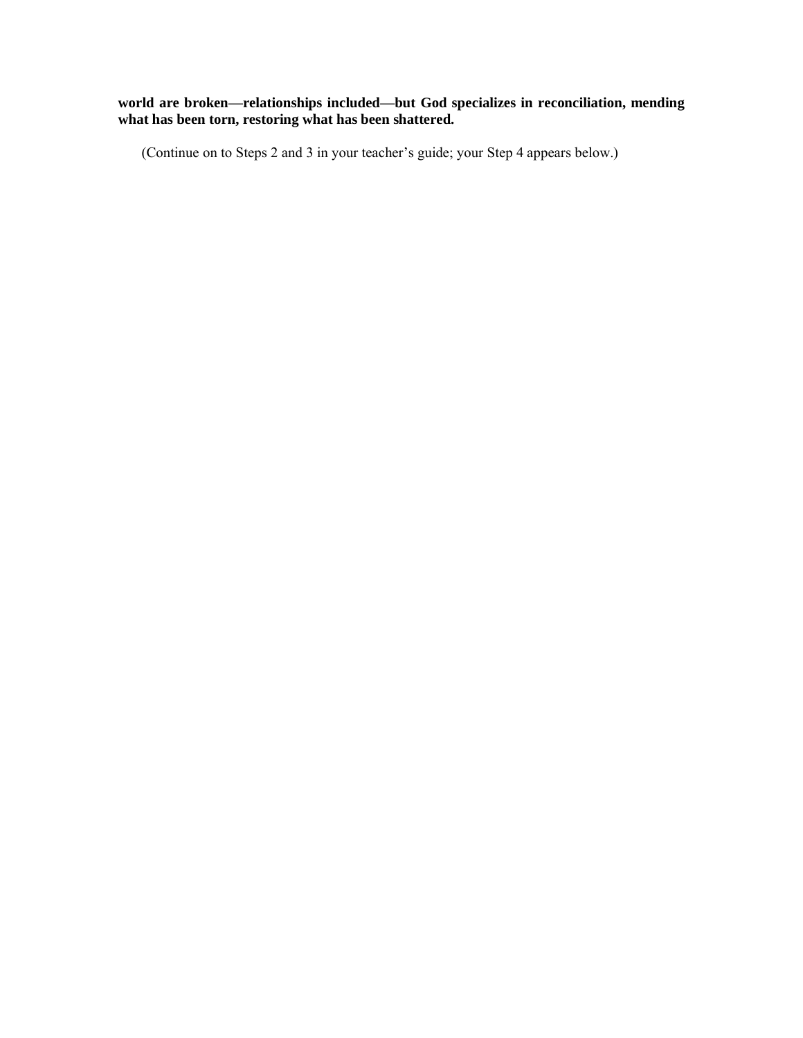**world are broken—relationships included—but God specializes in reconciliation, mending what has been torn, restoring what has been shattered.**

(Continue on to Steps 2 and 3 in your teacher's guide; your Step 4 appears below.)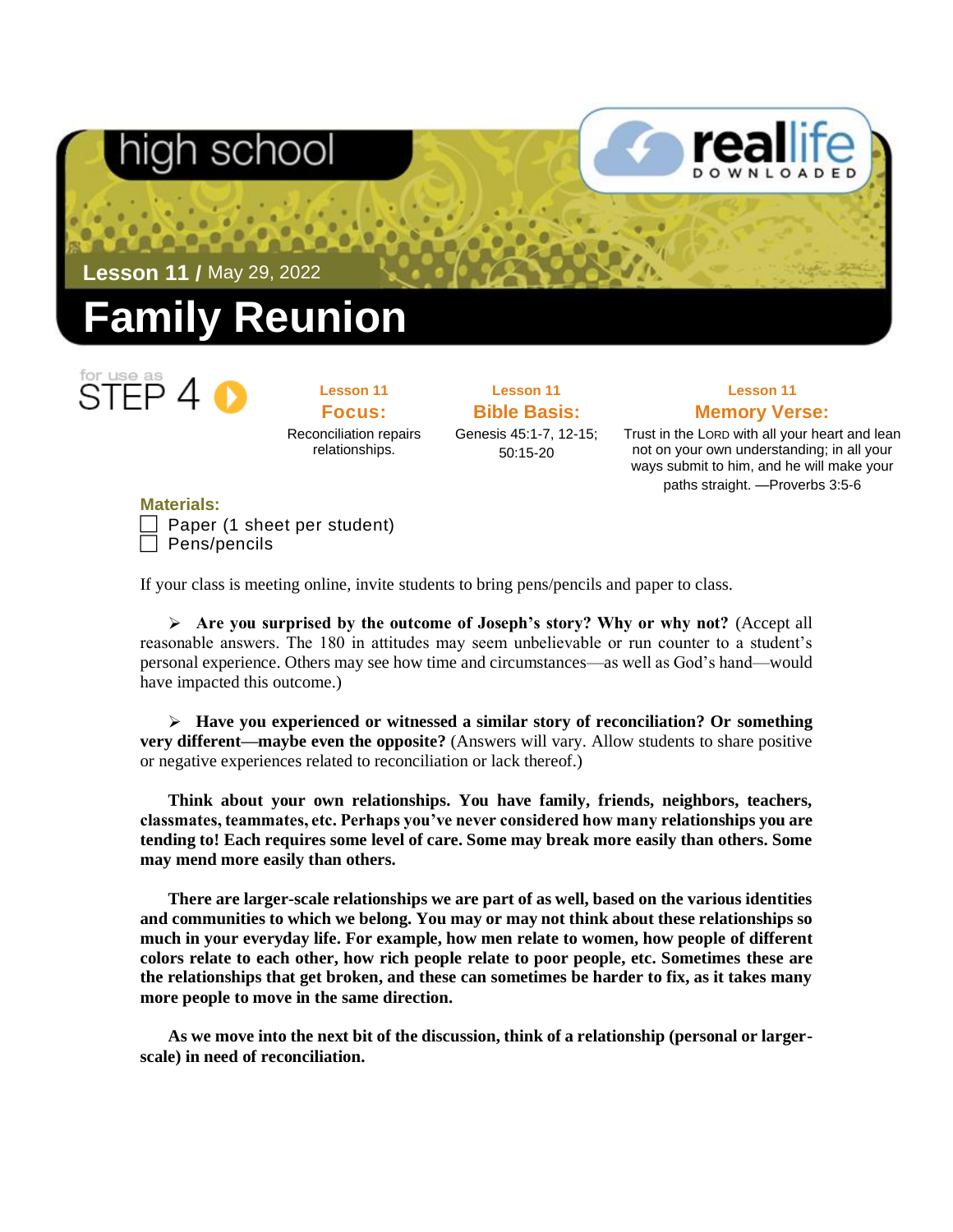high school

**Lesson 11 /** May 29, 2022

# Family Reunion

for use as STEP 4

**Lesson 11**
**Focus:**
Reconciliation repairs relationships.

**Lesson 11**
**Bible Basis:**
Genesis 45:1-7, 12-15; 50:15-20

**Lesson 11**
**Memory Verse:**
Trust in the LORD with all your heart and lean not on your own understanding; in all your ways submit to him, and he will make your paths straight. —Proverbs 3:5-6

**Materials:**

- ☐ Paper (1 sheet per student)
- ☐ Pens/pencils

If your class is meeting online, invite students to bring pens/pencils and paper to class.

➢ **Are you surprised by the outcome of Joseph's story? Why or why not?** (Accept all reasonable answers. The 180 in attitudes may seem unbelievable or run counter to a student's personal experience. Others may see how time and circumstances—as well as God's hand—would have impacted this outcome.)

➢ **Have you experienced or witnessed a similar story of reconciliation? Or something very different—maybe even the opposite?** (Answers will vary. Allow students to share positive or negative experiences related to reconciliation or lack thereof.)

**Think about your own relationships. You have family, friends, neighbors, teachers, classmates, teammates, etc. Perhaps you've never considered how many relationships you are tending to! Each requires some level of care. Some may break more easily than others. Some may mend more easily than others.**

**There are larger-scale relationships we are part of as well, based on the various identities and communities to which we belong. You may or may not think about these relationships so much in your everyday life. For example, how men relate to women, how people of different colors relate to each other, how rich people relate to poor people, etc. Sometimes these are the relationships that get broken, and these can sometimes be harder to fix, as it takes many more people to move in the same direction.**

**As we move into the next bit of the discussion, think of a relationship (personal or larger-scale) in need of reconciliation.**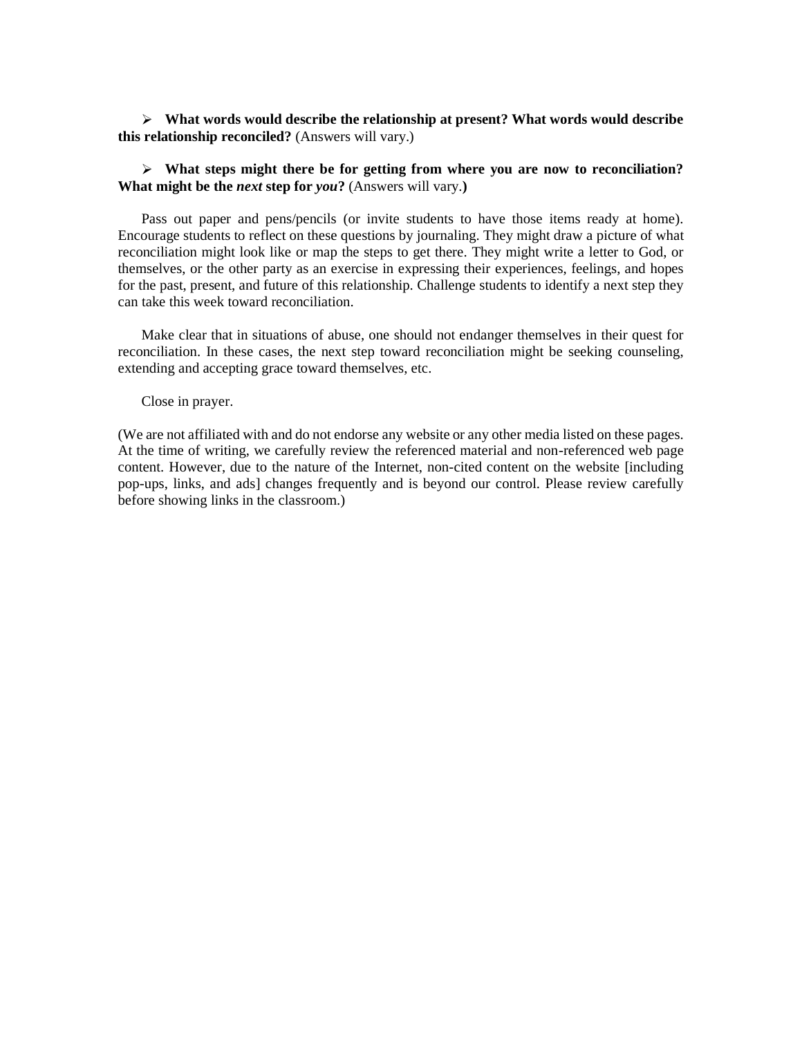- **What words would describe the relationship at present? What words would describe this relationship reconciled?** (Answers will vary.)

- **What steps might there be for getting from where you are now to reconciliation? What might be the *next* step for *you*?** (Answers will vary.**)**

Pass out paper and pens/pencils (or invite students to have those items ready at home). Encourage students to reflect on these questions by journaling. They might draw a picture of what reconciliation might look like or map the steps to get there. They might write a letter to God, or themselves, or the other party as an exercise in expressing their experiences, feelings, and hopes for the past, present, and future of this relationship. Challenge students to identify a next step they can take this week toward reconciliation.

Make clear that in situations of abuse, one should not endanger themselves in their quest for reconciliation. In these cases, the next step toward reconciliation might be seeking counseling, extending and accepting grace toward themselves, etc.

Close in prayer.

(We are not affiliated with and do not endorse any website or any other media listed on these pages. At the time of writing, we carefully review the referenced material and non-referenced web page content. However, due to the nature of the Internet, non-cited content on the website [including pop-ups, links, and ads] changes frequently and is beyond our control. Please review carefully before showing links in the classroom.)